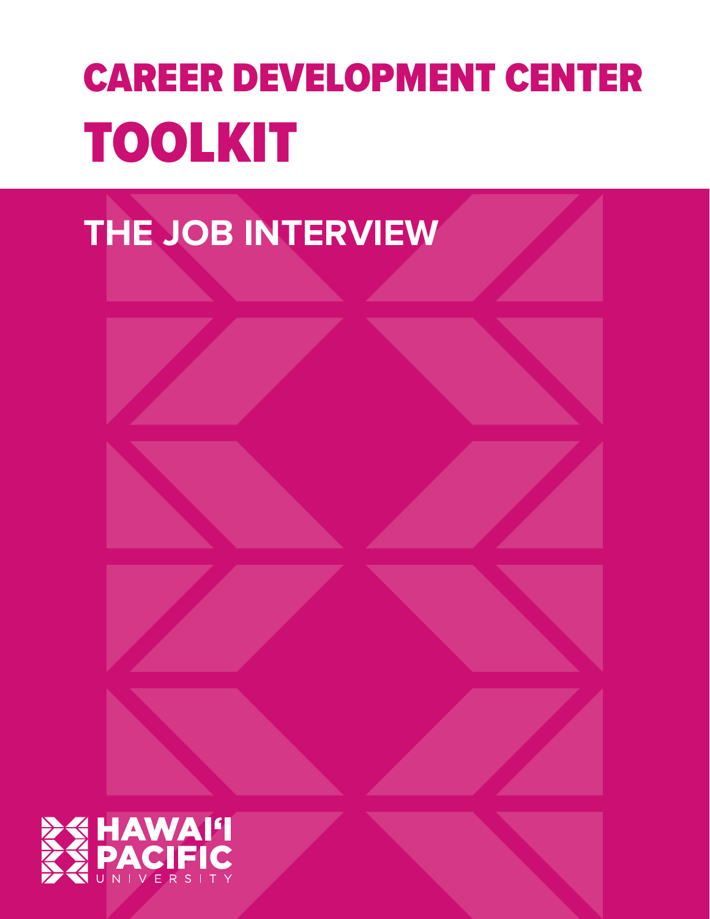# CAREER DEVELOPMENT CENTER TOOLKIT

## THE JOB INTERVIEW

HAWAIʻI PACIFIC UNIVERSITY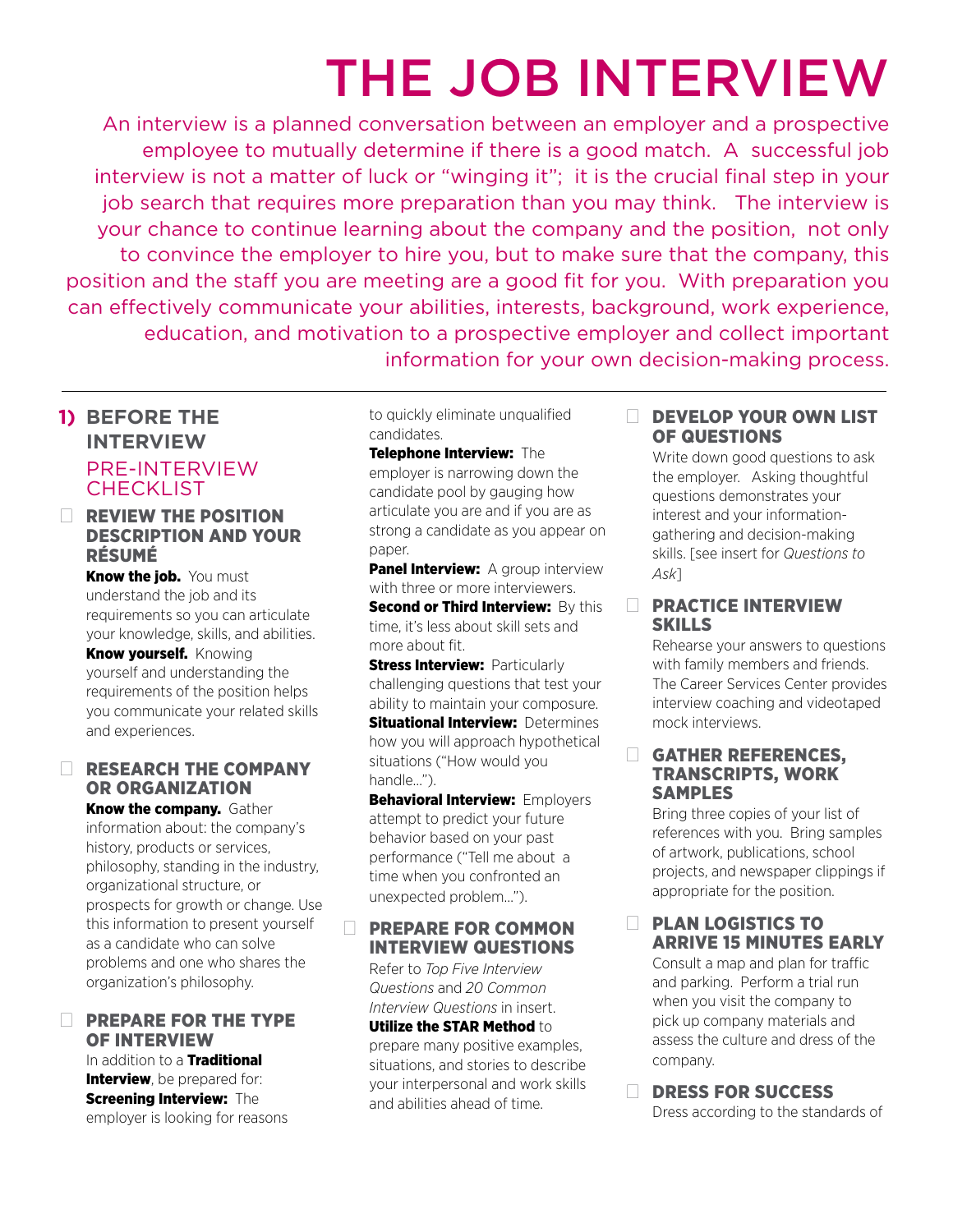# THE JOB INTERVIEW

An interview is a planned conversation between an employer and a prospective employee to mutually determine if there is a good match. A successful job interview is not a matter of luck or "winging it"; it is the crucial final step in your job search that requires more preparation than you may think. The interview is your chance to continue learning about the company and the position, not only to convince the employer to hire you, but to make sure that the company, this position and the staff you are meeting are a good fit for you. With preparation you can effectively communicate your abilities, interests, background, work experience, education, and motivation to a prospective employer and collect important information for your own decision-making process.

---

## 1) BEFORE THE INTERVIEW

### PRE-INTERVIEW CHECKLIST

- [ ] **REVIEW THE POSITION DESCRIPTION AND YOUR RÉSUMÉ**

**Know the job.** You must understand the job and its requirements so you can articulate your knowledge, skills, and abilities.
**Know yourself.** Knowing yourself and understanding the requirements of the position helps you communicate your related skills and experiences.

- [ ] **RESEARCH THE COMPANY OR ORGANIZATION**

**Know the company.** Gather information about: the company's history, products or services, philosophy, standing in the industry, organizational structure, or prospects for growth or change. Use this information to present yourself as a candidate who can solve problems and one who shares the organization's philosophy.

- [ ] **PREPARE FOR THE TYPE OF INTERVIEW**

In addition to a **Traditional Interview**, be prepared for:
**Screening Interview:** The employer is looking for reasons to quickly eliminate unqualified candidates.
**Telephone Interview:** The employer is narrowing down the candidate pool by gauging how articulate you are and if you are as strong a candidate as you appear on paper.
**Panel Interview:** A group interview with three or more interviewers.
**Second or Third Interview:** By this time, it's less about skill sets and more about fit.
**Stress Interview:** Particularly challenging questions that test your ability to maintain your composure.
**Situational Interview:** Determines how you will approach hypothetical situations ("How would you handle...").
**Behavioral Interview:** Employers attempt to predict your future behavior based on your past performance ("Tell me about a time when you confronted an unexpected problem...").

- [ ] **PREPARE FOR COMMON INTERVIEW QUESTIONS**

Refer to *Top Five Interview Questions* and *20 Common Interview Questions* in insert.
**Utilize the STAR Method** to prepare many positive examples, situations, and stories to describe your interpersonal and work skills and abilities ahead of time.

- [ ] **DEVELOP YOUR OWN LIST OF QUESTIONS**

Write down good questions to ask the employer. Asking thoughtful questions demonstrates your interest and your information-gathering and decision-making skills. [see insert for *Questions to Ask*]

- [ ] **PRACTICE INTERVIEW SKILLS**

Rehearse your answers to questions with family members and friends. The Career Services Center provides interview coaching and videotaped mock interviews.

- [ ] **GATHER REFERENCES, TRANSCRIPTS, WORK SAMPLES**

Bring three copies of your list of references with you. Bring samples of artwork, publications, school projects, and newspaper clippings if appropriate for the position.

- [ ] **PLAN LOGISTICS TO ARRIVE 15 MINUTES EARLY**

Consult a map and plan for traffic and parking. Perform a trial run when you visit the company to pick up company materials and assess the culture and dress of the company.

- [ ] **DRESS FOR SUCCESS**

Dress according to the standards of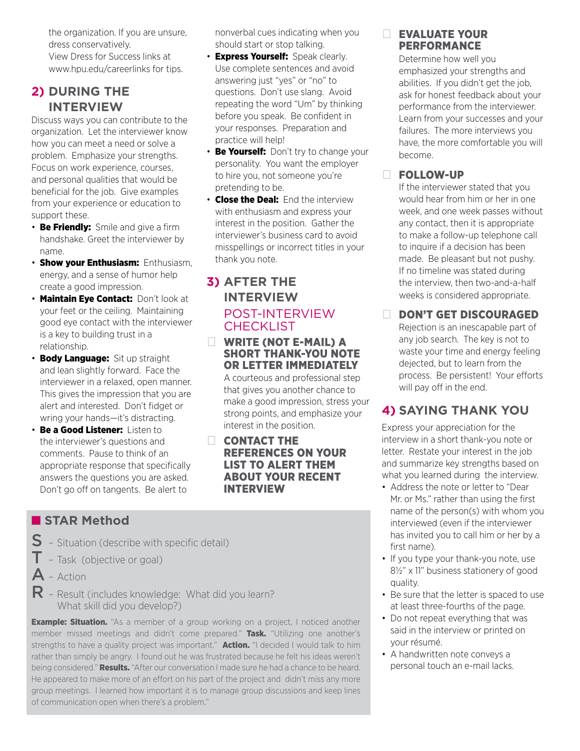the organization. If you are unsure, dress conservatively. View Dress for Success links at www.hpu.edu/careerlinks for tips.

## 2) DURING THE INTERVIEW

Discuss ways you can contribute to the organization. Let the interviewer know how you can meet a need or solve a problem. Emphasize your strengths. Focus on work experience, courses, and personal qualities that would be beneficial for the job. Give examples from your experience or education to support these.

- **Be Friendly:** Smile and give a firm handshake. Greet the interviewer by name.
- **Show your Enthusiasm:** Enthusiasm, energy, and a sense of humor help create a good impression.
- **Maintain Eye Contact:** Don't look at your feet or the ceiling. Maintaining good eye contact with the interviewer is a key to building trust in a relationship.
- **Body Language:** Sit up straight and lean slightly forward. Face the interviewer in a relaxed, open manner. This gives the impression that you are alert and interested. Don't fidget or wring your hands—it's distracting.
- **Be a Good Listener:** Listen to the interviewer's questions and comments. Pause to think of an appropriate response that specifically answers the questions you are asked. Don't go off on tangents. Be alert to nonverbal cues indicating when you should start or stop talking.
- **Express Yourself:** Speak clearly. Use complete sentences and avoid answering just "yes" or "no" to questions. Don't use slang. Avoid repeating the word "Um" by thinking before you speak. Be confident in your responses. Preparation and practice will help!
- **Be Yourself:** Don't try to change your personality. You want the employer to hire you, not someone you're pretending to be.
- **Close the Deal:** End the interview with enthusiasm and express your interest in the position. Gather the interviewer's business card to avoid misspellings or incorrect titles in your thank you note.

## 3) AFTER THE INTERVIEW

### POST-INTERVIEW CHECKLIST

- [ ] **WRITE (NOT E-MAIL) A SHORT THANK-YOU NOTE OR LETTER IMMEDIATELY**
  A courteous and professional step that gives you another chance to make a good impression, stress your strong points, and emphasize your interest in the position.
- [ ] **CONTACT THE REFERENCES ON YOUR LIST TO ALERT THEM ABOUT YOUR RECENT INTERVIEW**
- [ ] **EVALUATE YOUR PERFORMANCE**
  Determine how well you emphasized your strengths and abilities. If you didn't get the job, ask for honest feedback about your performance from the interviewer. Learn from your successes and your failures. The more interviews you have, the more comfortable you will become.
- [ ] **FOLLOW-UP**
  If the interviewer stated that you would hear from him or her in one week, and one week passes without any contact, then it is appropriate to make a follow-up telephone call to inquire if a decision has been made. Be pleasant but not pushy. If no timeline was stated during the interview, then two-and-a-half weeks is considered appropriate.
- [ ] **DON'T GET DISCOURAGED**
  Rejection is an inescapable part of any job search. The key is not to waste your time and energy feeling dejected, but to learn from the process. Be persistent! Your efforts will pay off in the end.

## 4) SAYING THANK YOU

Express your appreciation for the interview in a short thank-you note or letter. Restate your interest in the job and summarize key strengths based on what you learned during the interview.

- Address the note or letter to "Dear Mr. or Ms." rather than using the first name of the person(s) with whom you interviewed (even if the interviewer has invited you to call him or her by a first name).
- If you type your thank-you note, use 8½" x 11" business stationery of good quality.
- Be sure that the letter is spaced to use at least three-fourths of the page.
- Do not repeat everything that was said in the interview or printed on your résumé.
- A handwritten note conveys a personal touch an e-mail lacks.

## STAR Method

**S** – Situation (describe with specific detail)
**T** – Task (objective or goal)
**A** – Action
**R** – Result (includes knowledge: What did you learn? What skill did you develop?)

**Example: Situation.** "As a member of a group working on a project, I noticed another member missed meetings and didn't come prepared." **Task.** "Utilizing one another's strengths to have a quality project was important." **Action.** "I decided I would talk to him rather than simply be angry. I found out he was frustrated because he felt his ideas weren't being considered." **Results.** "After our conversation I made sure he had a chance to be heard. He appeared to make more of an effort on his part of the project and didn't miss any more group meetings. I learned how important it is to manage group discussions and keep lines of communication open when there's a problem."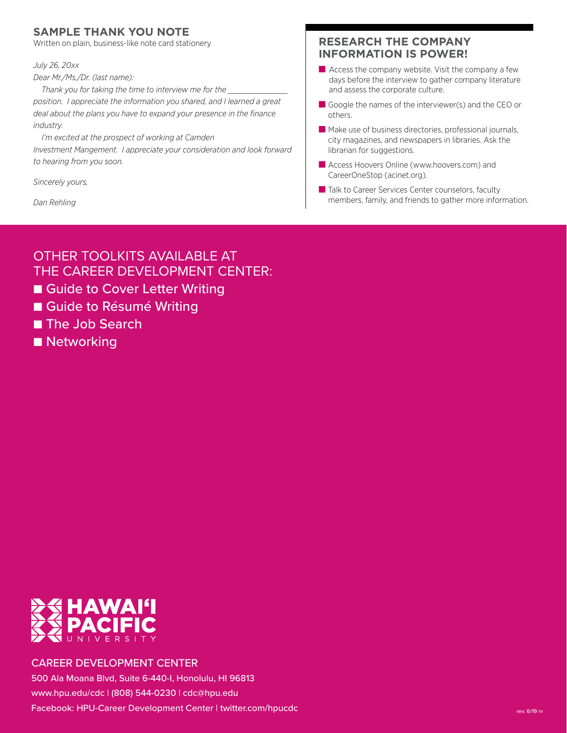## SAMPLE THANK YOU NOTE

Written on plain, business-like note card stationery

*July 26, 20xx*

*Dear Mr./Ms./Dr. (last name):*

*Thank you for taking the time to interview me for the _______________ position. I appreciate the information you shared, and I learned a great deal about the plans you have to expand your presence in the finance industry.*

*I'm excited at the prospect of working at Camden Investment Mangement. I appreciate your consideration and look forward to hearing from you soon.*

*Sincerely yours,*

*Dan Rehling*

## RESEARCH THE COMPANY INFORMATION IS POWER!

- Access the company website. Visit the company a few days before the interview to gather company literature and assess the corporate culture.
- Google the names of the interviewer(s) and the CEO or others.
- Make use of business directories, professional journals, city magazines, and newspapers in libraries. Ask the librarian for suggestions.
- Access Hoovers Online (www.hoovers.com) and CareerOneStop (acinet.org).
- Talk to Career Services Center counselors, faculty members, family, and friends to gather more information.

## OTHER TOOLKITS AVAILABLE AT THE CAREER DEVELOPMENT CENTER:

- Guide to Cover Letter Writing
- Guide to Résumé Writing
- The Job Search
- Networking

HAWAIʻI PACIFIC UNIVERSITY

CAREER DEVELOPMENT CENTER

500 Ala Moana Blvd, Suite 6-440-I, Honolulu, HI 96813

www.hpu.edu/cdc | (808) 544-0230 | cdc@hpu.edu

Facebook: HPU-Career Development Center | twitter.com/hpucdc

rev. 6/19 rv